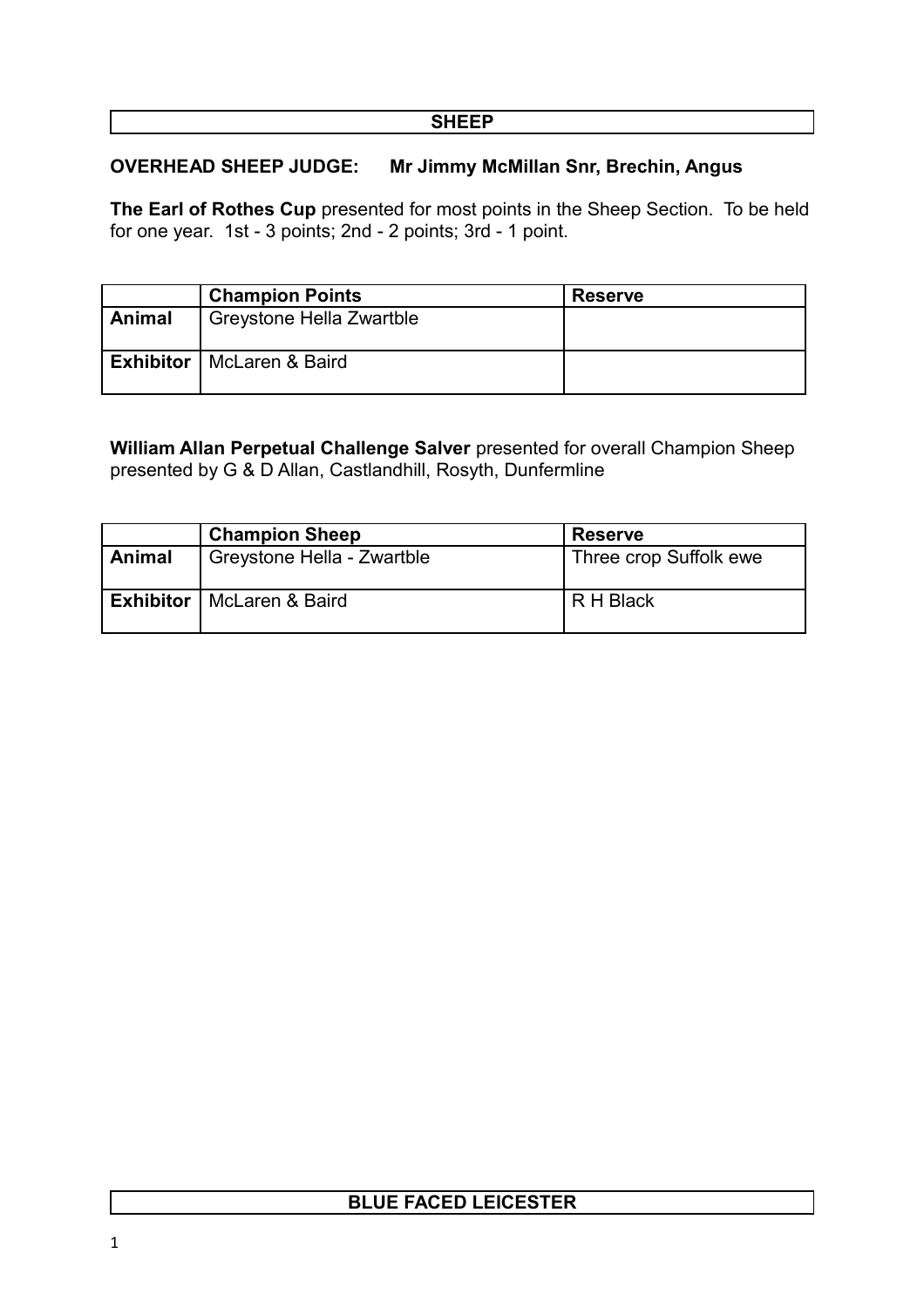# SHEEP

**OVERHEAD SHEEP JUDGE: Mr Jimmy McMillan Snr, Brechin, Angus**

**The Earl of Rothes Cup** presented for most points in the Sheep Section. To be held for one year. 1st - 3 points; 2nd - 2 points; 3rd - 1 point.

| | Champion Points | Reserve |
|---|---|---|
| **Animal** | Greystone Hella Zwartble | |
| **Exhibitor** | McLaren & Baird | |

**William Allan Perpetual Challenge Salver** presented for overall Champion Sheep presented by G & D Allan, Castlandhill, Rosyth, Dunfermline

| | Champion Sheep | Reserve |
|---|---|---|
| **Animal** | Greystone Hella - Zwartble | Three crop Suffolk ewe |
| **Exhibitor** | McLaren & Baird | R H Black |

## BLUE FACED LEICESTER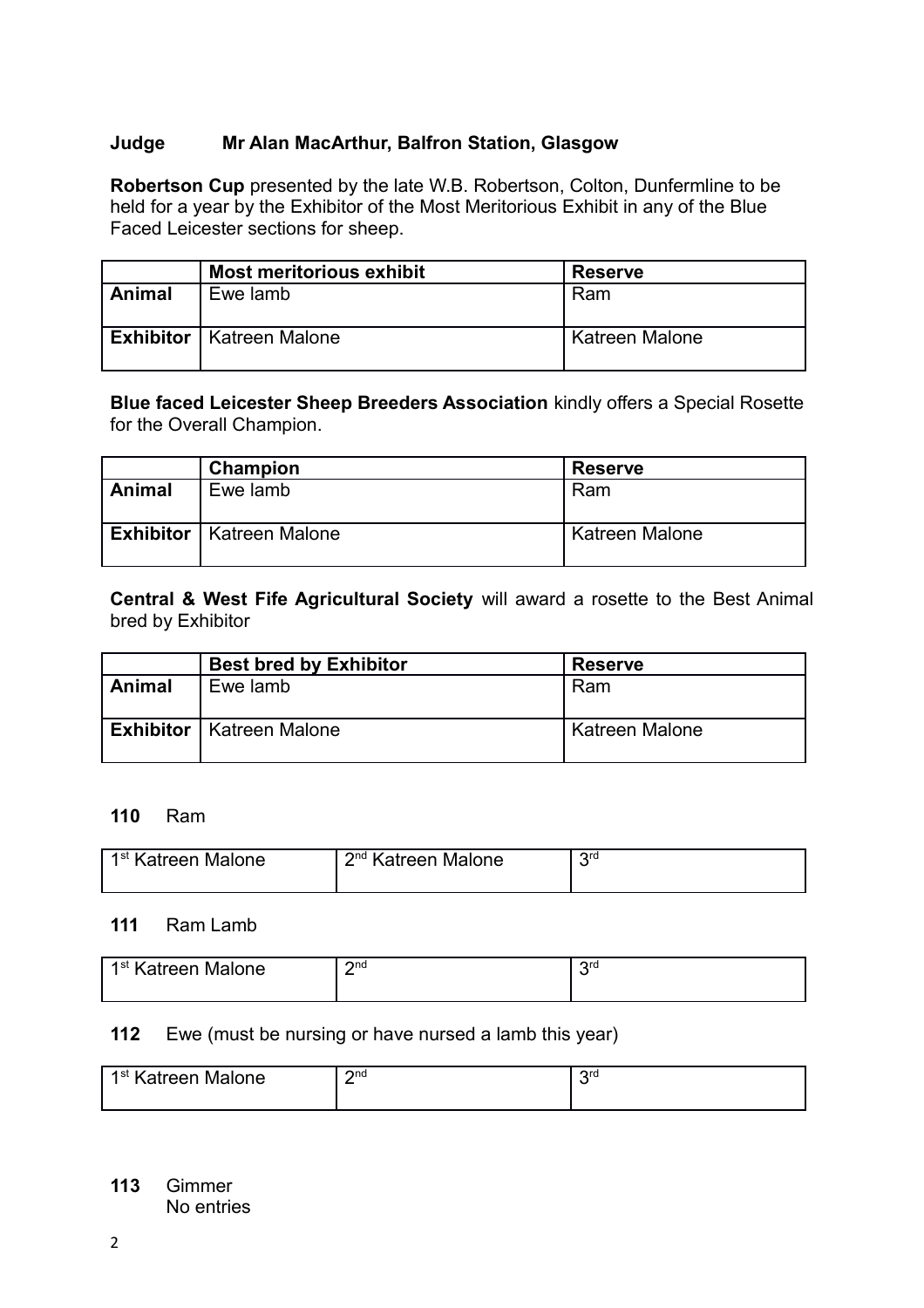**Judge Mr Alan MacArthur, Balfron Station, Glasgow**

**Robertson Cup** presented by the late W.B. Robertson, Colton, Dunfermline to be held for a year by the Exhibitor of the Most Meritorious Exhibit in any of the Blue Faced Leicester sections for sheep.

| | **Most meritorious exhibit** | **Reserve** |
|---|---|---|
| **Animal** | Ewe lamb | Ram |
| **Exhibitor** | Katreen Malone | Katreen Malone |

**Blue faced Leicester Sheep Breeders Association** kindly offers a Special Rosette for the Overall Champion.

| | **Champion** | **Reserve** |
|---|---|---|
| **Animal** | Ewe lamb | Ram |
| **Exhibitor** | Katreen Malone | Katreen Malone |

**Central & West Fife Agricultural Society** will award a rosette to the Best Animal bred by Exhibitor

| | **Best bred by Exhibitor** | **Reserve** |
|---|---|---|
| **Animal** | Ewe lamb | Ram |
| **Exhibitor** | Katreen Malone | Katreen Malone |

**110** Ram

| 1st Katreen Malone | 2nd Katreen Malone | 3rd |
|---|---|---|

**111** Ram Lamb

| 1st Katreen Malone | 2nd | 3rd |
|---|---|---|

**112** Ewe (must be nursing or have nursed a lamb this year)

| 1st Katreen Malone | 2nd | 3rd |
|---|---|---|

**113** Gimmer
No entries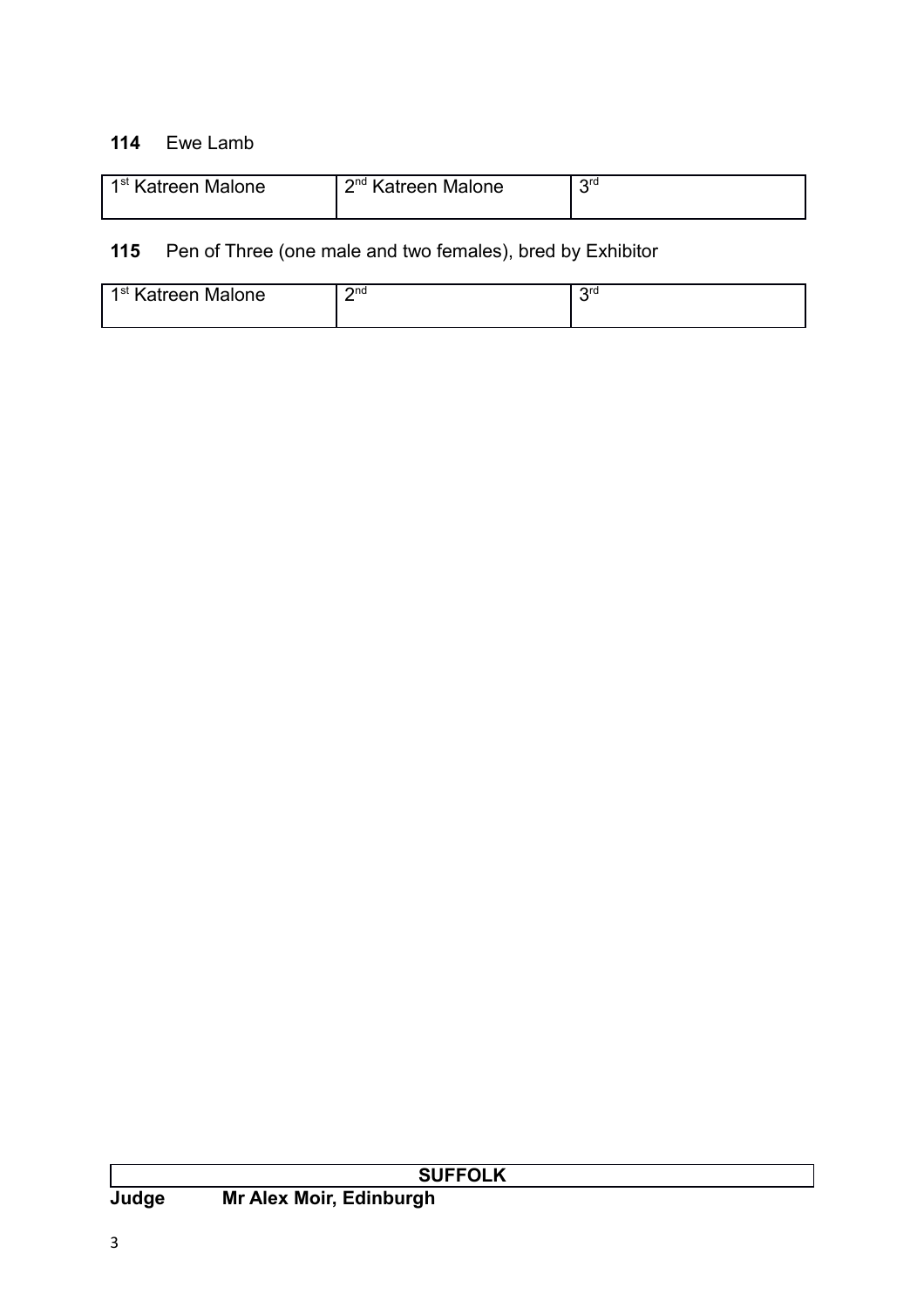**114** Ewe Lamb

| 1st Katreen Malone | 2nd Katreen Malone | 3rd |
|---|---|---|

**115** Pen of Three (one male and two females), bred by Exhibitor

| 1st Katreen Malone | 2nd | 3rd |
|---|---|---|

## SUFFOLK

**Judge** **Mr Alex Moir, Edinburgh**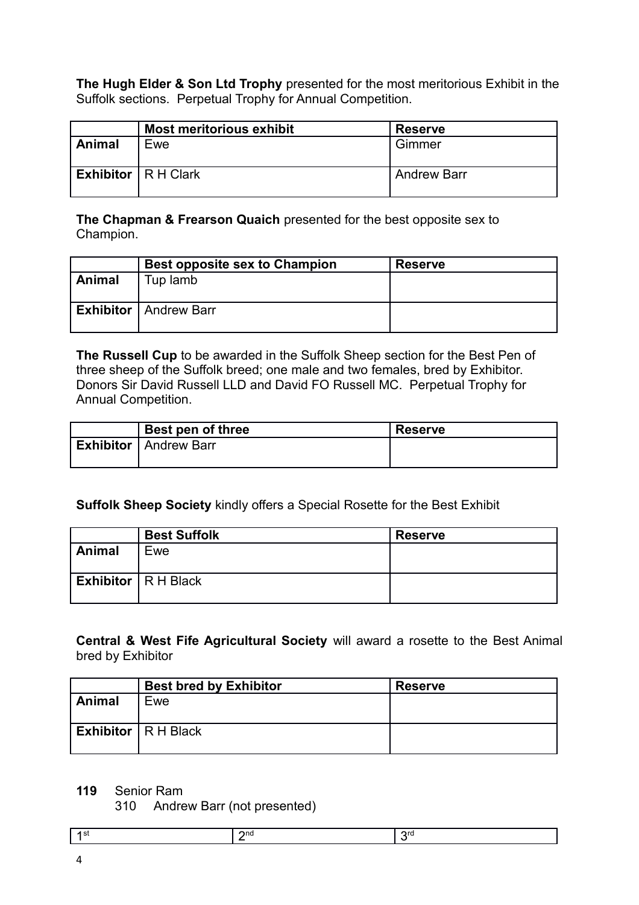**The Hugh Elder & Son Ltd Trophy** presented for the most meritorious Exhibit in the Suffolk sections. Perpetual Trophy for Annual Competition.

| | Most meritorious exhibit | Reserve |
|---|---|---|
| **Animal** | Ewe | Gimmer |
| **Exhibitor** | R H Clark | Andrew Barr |

**The Chapman & Frearson Quaich** presented for the best opposite sex to Champion.

| | Best opposite sex to Champion | Reserve |
|---|---|---|
| **Animal** | Tup lamb | |
| **Exhibitor** | Andrew Barr | |

**The Russell Cup** to be awarded in the Suffolk Sheep section for the Best Pen of three sheep of the Suffolk breed; one male and two females, bred by Exhibitor. Donors Sir David Russell LLD and David FO Russell MC. Perpetual Trophy for Annual Competition.

| | Best pen of three | Reserve |
|---|---|---|
| **Exhibitor** | Andrew Barr | |

**Suffolk Sheep Society** kindly offers a Special Rosette for the Best Exhibit

| | Best Suffolk | Reserve |
|---|---|---|
| **Animal** | Ewe | |
| **Exhibitor** | R H Black | |

**Central & West Fife Agricultural Society** will award a rosette to the Best Animal bred by Exhibitor

| | Best bred by Exhibitor | Reserve |
|---|---|---|
| **Animal** | Ewe | |
| **Exhibitor** | R H Black | |

**119** Senior Ram

310 Andrew Barr (not presented)

| 1st | 2nd | 3rd |
|---|---|---|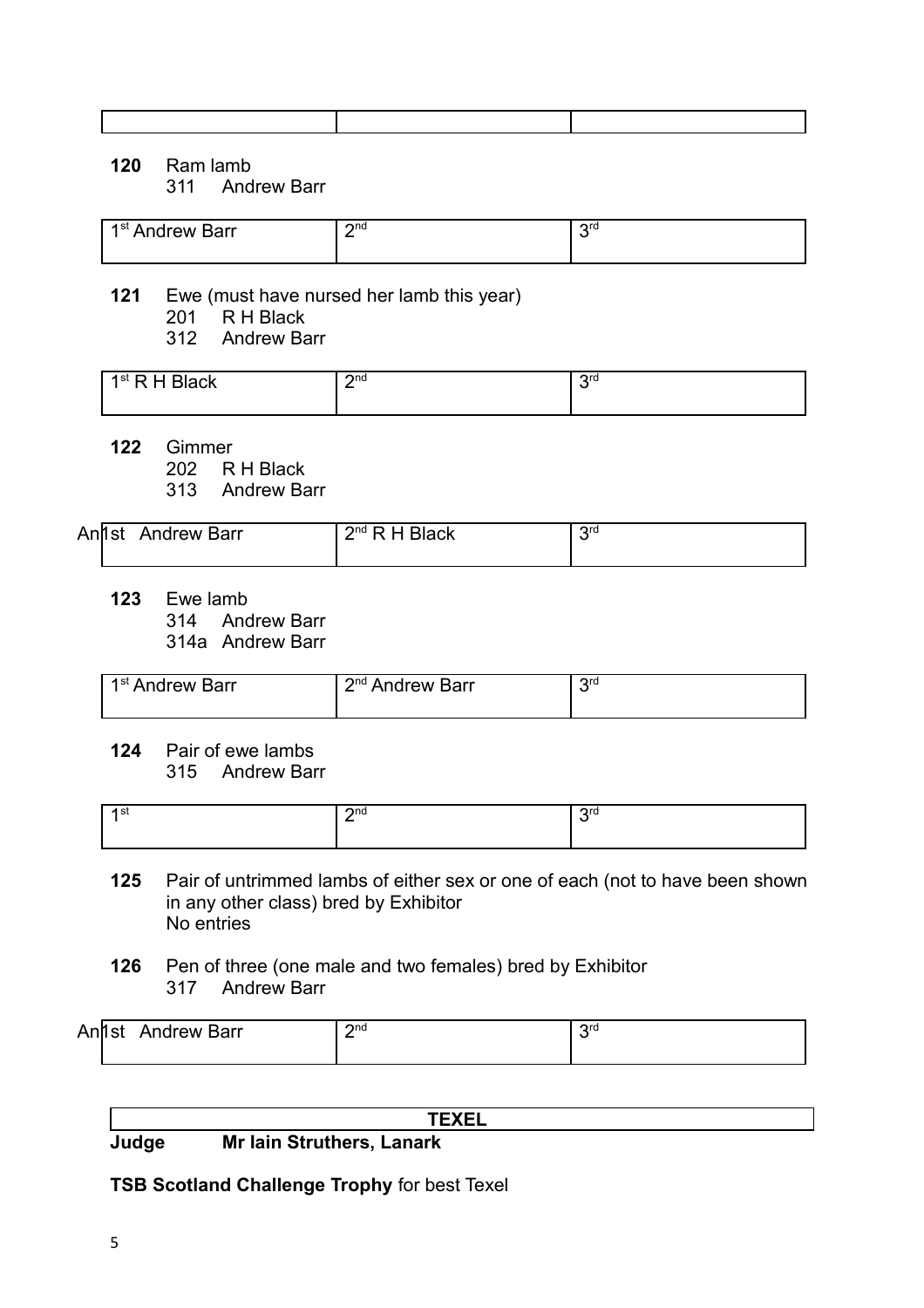| | | |
|---|---|---|
| | | |

**120** Ram lamb
311 Andrew Barr

| | | |
|---|---|---|
| 1st Andrew Barr | 2nd | 3rd |

**121** Ewe (must have nursed her lamb this year)
201 R H Black
312 Andrew Barr

| | | |
|---|---|---|
| 1st R H Black | 2nd | 3rd |

**122** Gimmer
202 R H Black
313 Andrew Barr

| | | |
|---|---|---|
| An1st Andrew Barr | 2nd R H Black | 3rd |

**123** Ewe lamb
314 Andrew Barr
314a Andrew Barr

| | | |
|---|---|---|
| 1st Andrew Barr | 2nd Andrew Barr | 3rd |

**124** Pair of ewe lambs
315 Andrew Barr

| | | |
|---|---|---|
| 1st | 2nd | 3rd |

**125** Pair of untrimmed lambs of either sex or one of each (not to have been shown in any other class) bred by Exhibitor
No entries

**126** Pen of three (one male and two females) bred by Exhibitor
317 Andrew Barr

| | | |
|---|---|---|
| An1st Andrew Barr | 2nd | 3rd |

## TEXEL

**Judge Mr Iain Struthers, Lanark**

**TSB Scotland Challenge Trophy** for best Texel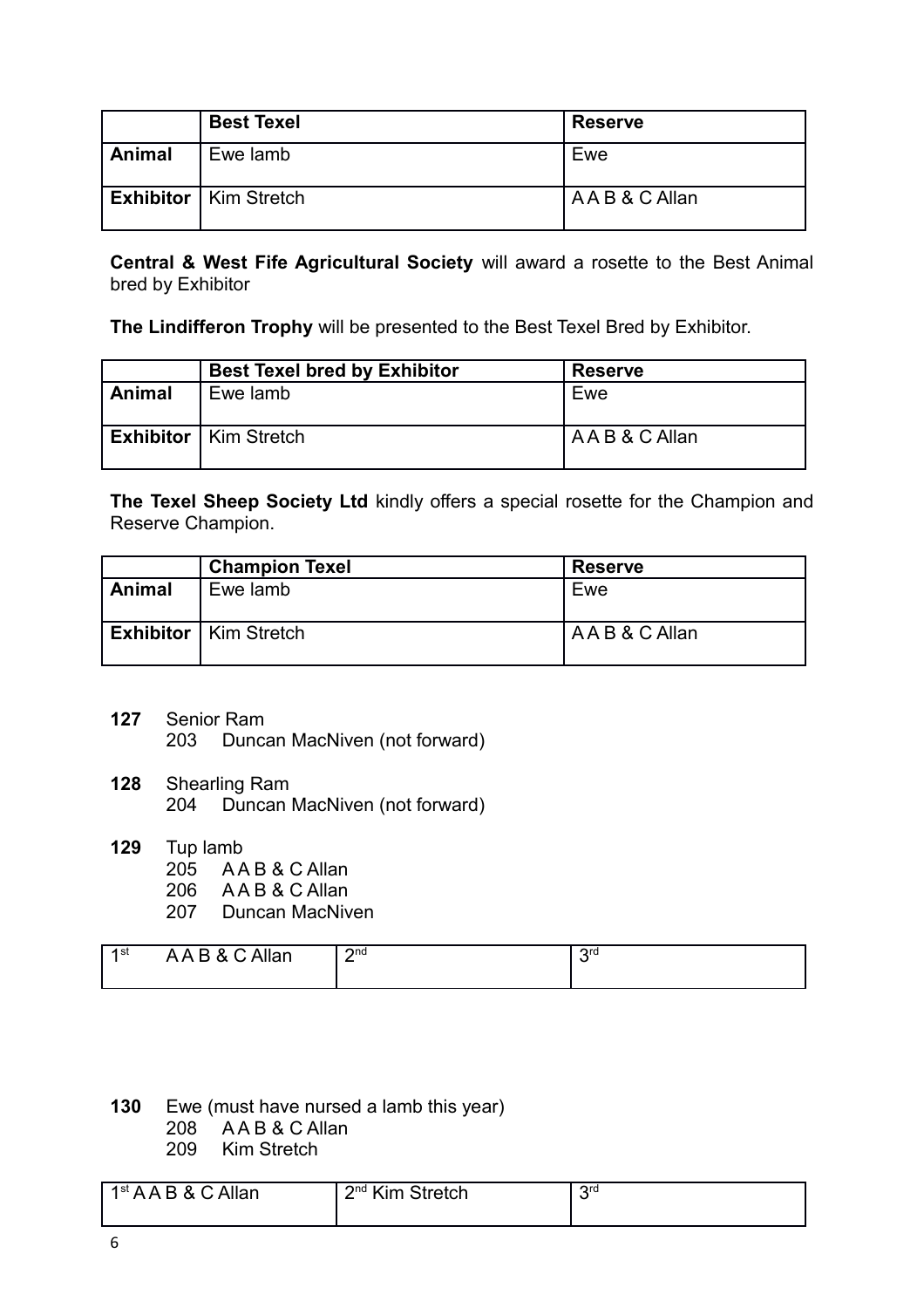|  | Best Texel | Reserve |
|---|---|---|
| **Animal** | Ewe lamb | Ewe |
| **Exhibitor** | Kim Stretch | A A B & C Allan |

**Central & West Fife Agricultural Society** will award a rosette to the Best Animal bred by Exhibitor

**The Lindifferon Trophy** will be presented to the Best Texel Bred by Exhibitor.

|  | Best Texel bred by Exhibitor | Reserve |
|---|---|---|
| **Animal** | Ewe lamb | Ewe |
| **Exhibitor** | Kim Stretch | A A B & C Allan |

**The Texel Sheep Society Ltd** kindly offers a special rosette for the Champion and Reserve Champion.

|  | Champion Texel | Reserve |
|---|---|---|
| **Animal** | Ewe lamb | Ewe |
| **Exhibitor** | Kim Stretch | A A B & C Allan |

**127** Senior Ram
- 203 Duncan MacNiven (not forward)

**128** Shearling Ram
- 204 Duncan MacNiven (not forward)

**129** Tup lamb
- 205 A A B & C Allan
- 206 A A B & C Allan
- 207 Duncan MacNiven

| 1st A A B & C Allan | 2nd | 3rd |
|---|---|---|

**130** Ewe (must have nursed a lamb this year)
- 208 A A B & C Allan
- 209 Kim Stretch

| 1st A A B & C Allan | 2nd Kim Stretch | 3rd |
|---|---|---|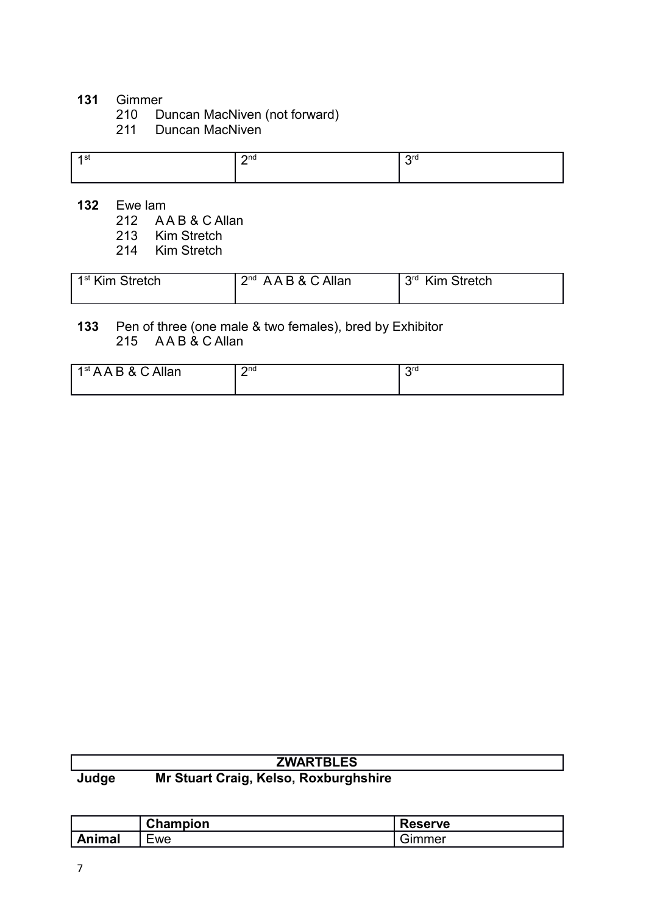**131** Gimmer

210 Duncan MacNiven (not forward)

211 Duncan MacNiven

| 1st | 2nd | 3rd |
|---|---|---|

**132** Ewe lam

212 A A B & C Allan

213 Kim Stretch

214 Kim Stretch

| 1st Kim Stretch | 2nd A A B & C Allan | 3rd Kim Stretch |
|---|---|---|

**133** Pen of three (one male & two females), bred by Exhibitor

215 A A B & C Allan

| 1st A A B & C Allan | 2nd | 3rd |
|---|---|---|

## ZWARTBLES

**Judge** **Mr Stuart Craig, Kelso, Roxburghshire**

| | Champion | Reserve |
|---|---|---|
| **Animal** | Ewe | Gimmer |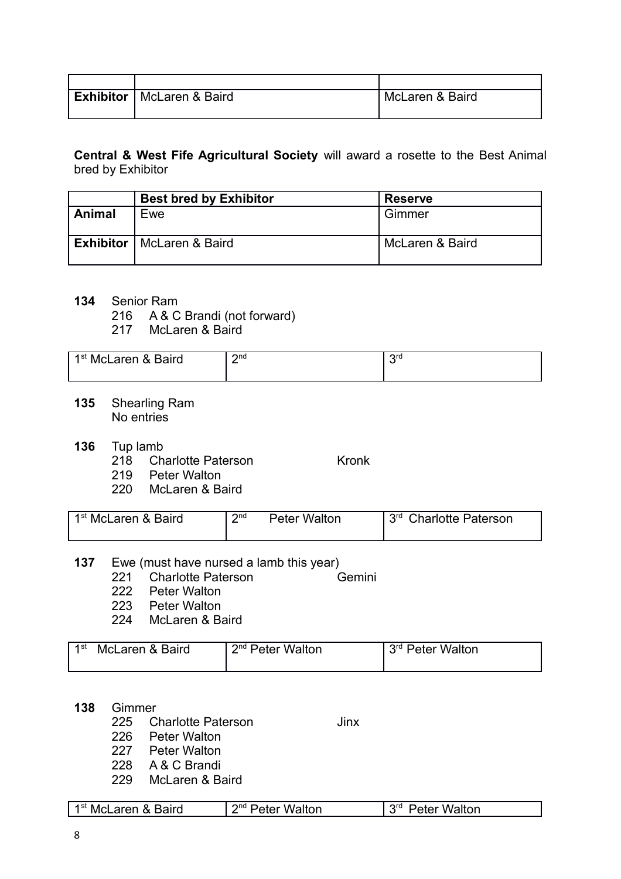| | | |
|---|---|---|
| **Exhibitor** | McLaren & Baird | McLaren & Baird |

**Central & West Fife Agricultural Society** will award a rosette to the Best Animal bred by Exhibitor

| | **Best bred by Exhibitor** | **Reserve** |
|---|---|---|
| **Animal** | Ewe | Gimmer |
| **Exhibitor** | McLaren & Baird | McLaren & Baird |

**134** Senior Ram
- 216 A & C Brandi (not forward)
- 217 McLaren & Baird

| 1st McLaren & Baird | 2nd | 3rd |
|---|---|---|

**135** Shearling Ram
No entries

**136** Tup lamb
- 218 Charlotte Paterson Kronk
- 219 Peter Walton
- 220 McLaren & Baird

| 1st McLaren & Baird | 2nd Peter Walton | 3rd Charlotte Paterson |
|---|---|---|

**137** Ewe (must have nursed a lamb this year)
- 221 Charlotte Paterson Gemini
- 222 Peter Walton
- 223 Peter Walton
- 224 McLaren & Baird

| 1st McLaren & Baird | 2nd Peter Walton | 3rd Peter Walton |
|---|---|---|

**138** Gimmer
- 225 Charlotte Paterson Jinx
- 226 Peter Walton
- 227 Peter Walton
- 228 A & C Brandi
- 229 McLaren & Baird

| 1st McLaren & Baird | 2nd Peter Walton | 3rd Peter Walton |
|---|---|---|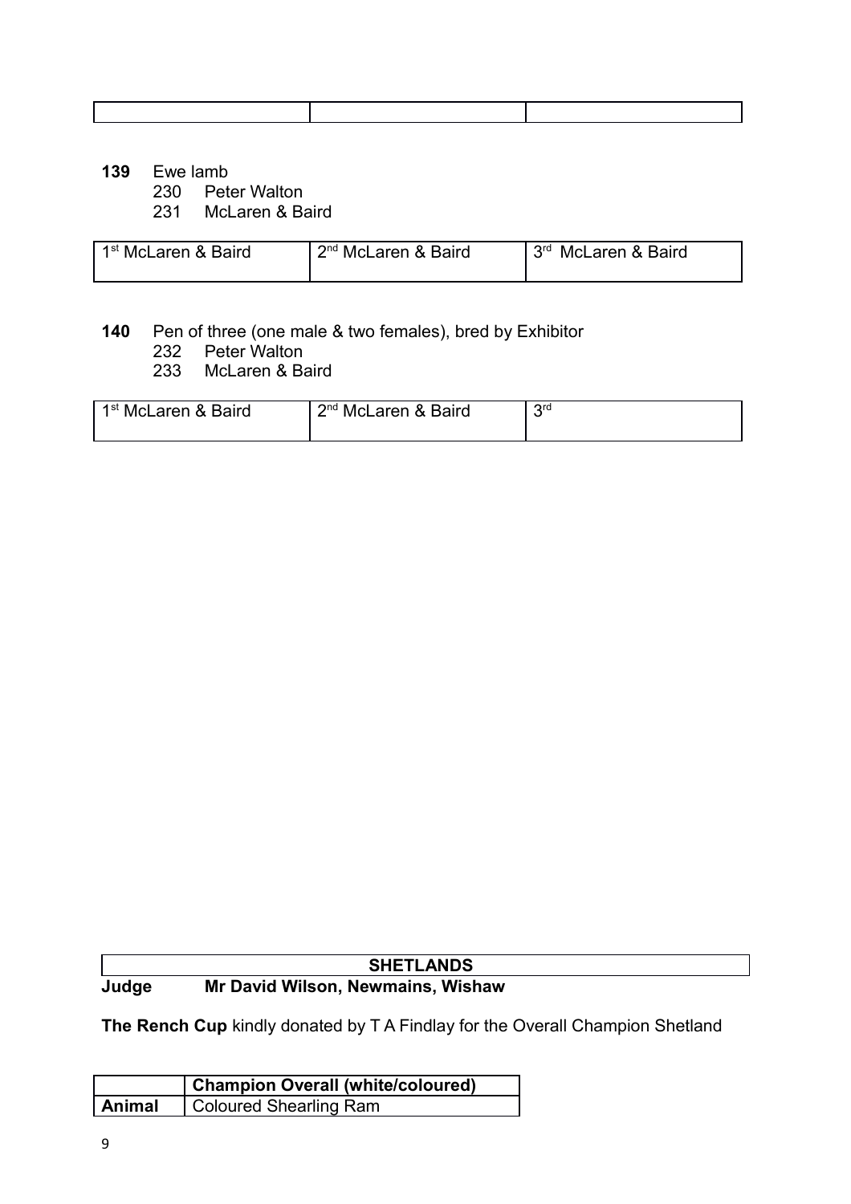| | | |
|---|---|---|
| | | |

**139** Ewe lamb

230 Peter Walton
231 McLaren & Baird

| 1st McLaren & Baird | 2nd McLaren & Baird | 3rd McLaren & Baird |
|---|---|---|

**140** Pen of three (one male & two females), bred by Exhibitor

232 Peter Walton
233 McLaren & Baird

| 1st McLaren & Baird | 2nd McLaren & Baird | 3rd |
|---|---|---|

| **SHETLANDS** |
|---|

**Judge** **Mr David Wilson, Newmains, Wishaw**

**The Rench Cup** kindly donated by T A Findlay for the Overall Champion Shetland

| | **Champion Overall (white/coloured)** |
|---|---|
| **Animal** | Coloured Shearling Ram |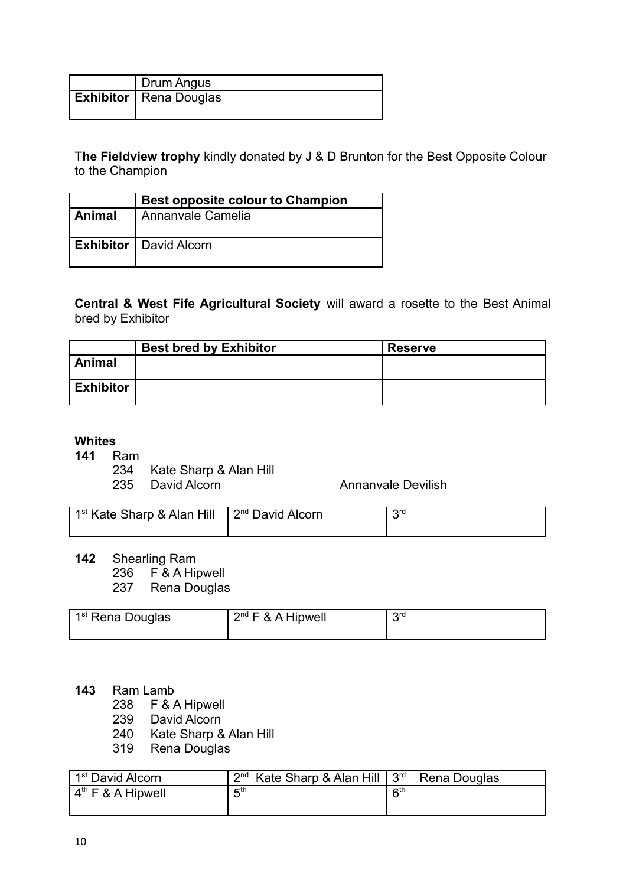| | Drum Angus |
|---|---|
| **Exhibitor** | Rena Douglas |

T**he Fieldview trophy** kindly donated by J & D Brunton for the Best Opposite Colour to the Champion

| | **Best opposite colour to Champion** |
|---|---|
| **Animal** | Annanvale Camelia |
| **Exhibitor** | David Alcorn |

**Central & West Fife Agricultural Society** will award a rosette to the Best Animal bred by Exhibitor

| | **Best bred by Exhibitor** | **Reserve** |
|---|---|---|
| **Animal** | | |
| **Exhibitor** | | |

**Whites**

**141** Ram
- 234 Kate Sharp & Alan Hill
- 235 David Alcorn — Annanvale Devilish

| 1st Kate Sharp & Alan Hill | 2nd David Alcorn | 3rd |
|---|---|---|

**142** Shearling Ram
- 236 F & A Hipwell
- 237 Rena Douglas

| 1st Rena Douglas | 2nd F & A Hipwell | 3rd |
|---|---|---|

**143** Ram Lamb
- 238 F & A Hipwell
- 239 David Alcorn
- 240 Kate Sharp & Alan Hill
- 319 Rena Douglas

| 1st David Alcorn | 2nd Kate Sharp & Alan Hill | 3rd Rena Douglas |
|---|---|---|
| 4th F & A Hipwell | 5th | 6th |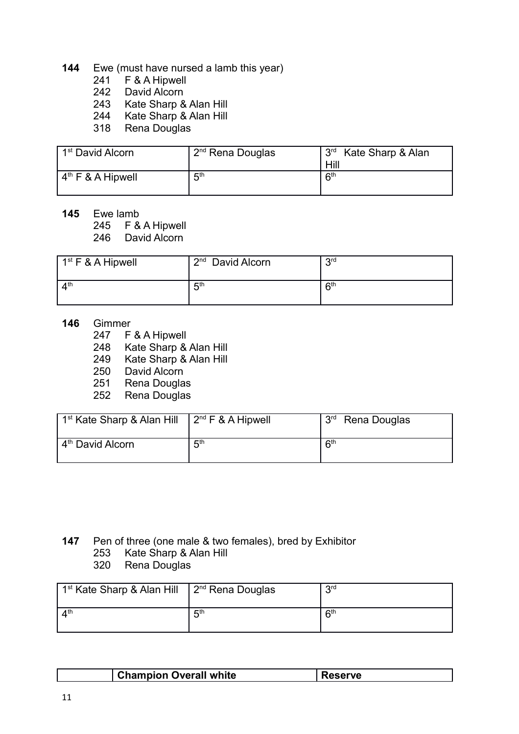**144** Ewe (must have nursed a lamb this year)

- 241 F & A Hipwell
- 242 David Alcorn
- 243 Kate Sharp & Alan Hill
- 244 Kate Sharp & Alan Hill
- 318 Rena Douglas

| 1st David Alcorn | 2nd Rena Douglas | 3rd Kate Sharp & Alan Hill |
|---|---|---|
| 4th F & A Hipwell | 5th | 6th |

**145** Ewe lamb

- 245 F & A Hipwell
- 246 David Alcorn

| 1st F & A Hipwell | 2nd David Alcorn | 3rd |
|---|---|---|
| 4th | 5th | 6th |

**146** Gimmer

- 247 F & A Hipwell
- 248 Kate Sharp & Alan Hill
- 249 Kate Sharp & Alan Hill
- 250 David Alcorn
- 251 Rena Douglas
- 252 Rena Douglas

| 1st Kate Sharp & Alan Hill | 2nd F & A Hipwell | 3rd Rena Douglas |
|---|---|---|
| 4th David Alcorn | 5th | 6th |

**147** Pen of three (one male & two females), bred by Exhibitor

- 253 Kate Sharp & Alan Hill
- 320 Rena Douglas

| 1st Kate Sharp & Alan Hill | 2nd Rena Douglas | 3rd |
|---|---|---|
| 4th | 5th | 6th |

| | **Champion Overall white** | **Reserve** |
|---|---|---|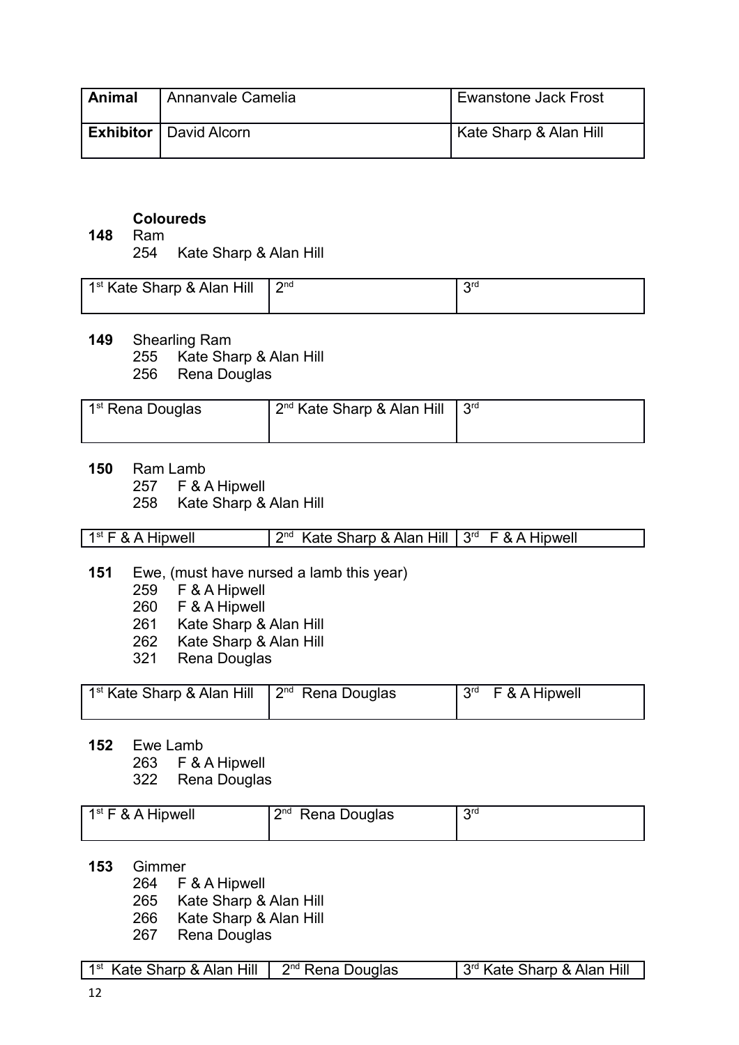| Animal | Annanvale Camelia | Ewanstone Jack Frost |
|---|---|---|
| Exhibitor | David Alcorn | Kate Sharp & Alan Hill |

**Coloureds**

**148** Ram

254 Kate Sharp & Alan Hill

| 1st Kate Sharp & Alan Hill | 2nd | 3rd |
|---|---|---|

**149** Shearling Ram

255 Kate Sharp & Alan Hill
256 Rena Douglas

| 1st Rena Douglas | 2nd Kate Sharp & Alan Hill | 3rd |
|---|---|---|

**150** Ram Lamb

257 F & A Hipwell
258 Kate Sharp & Alan Hill

| 1st F & A Hipwell | 2nd Kate Sharp & Alan Hill | 3rd F & A Hipwell |
|---|---|---|

**151** Ewe, (must have nursed a lamb this year)

259 F & A Hipwell
260 F & A Hipwell
261 Kate Sharp & Alan Hill
262 Kate Sharp & Alan Hill
321 Rena Douglas

| 1st Kate Sharp & Alan Hill | 2nd Rena Douglas | 3rd F & A Hipwell |
|---|---|---|

**152** Ewe Lamb

263 F & A Hipwell
322 Rena Douglas

| 1st F & A Hipwell | 2nd Rena Douglas | 3rd |
|---|---|---|

**153** Gimmer

264 F & A Hipwell
265 Kate Sharp & Alan Hill
266 Kate Sharp & Alan Hill
267 Rena Douglas

| 1st Kate Sharp & Alan Hill | 2nd Rena Douglas | 3rd Kate Sharp & Alan Hill |
|---|---|---|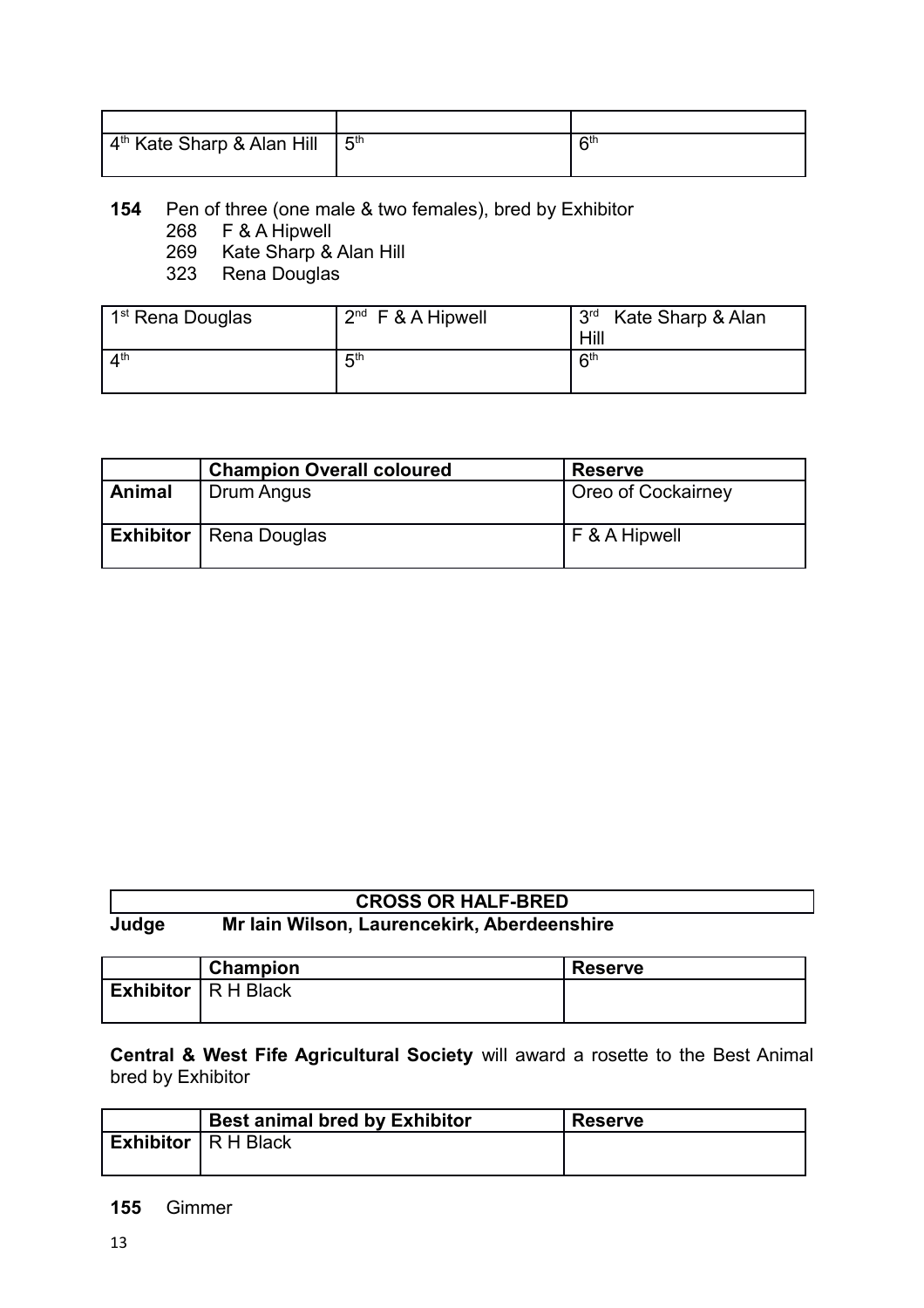| | | |
|---|---|---|
| 4th Kate Sharp & Alan Hill | 5th | 6th |

**154** Pen of three (one male & two females), bred by Exhibitor
- 268 F & A Hipwell
- 269 Kate Sharp & Alan Hill
- 323 Rena Douglas

| | | |
|---|---|---|
| 1st Rena Douglas | 2nd F & A Hipwell | 3rd Kate Sharp & Alan Hill |
| 4th | 5th | 6th |

| | Champion Overall coloured | Reserve |
|---|---|---|
| **Animal** | Drum Angus | Oreo of Cockairney |
| **Exhibitor** | Rena Douglas | F & A Hipwell |

## CROSS OR HALF-BRED

**Judge** **Mr Iain Wilson, Laurencekirk, Aberdeenshire**

| | Champion | Reserve |
|---|---|---|
| **Exhibitor** | R H Black | |

**Central & West Fife Agricultural Society** will award a rosette to the Best Animal bred by Exhibitor

| | Best animal bred by Exhibitor | Reserve |
|---|---|---|
| **Exhibitor** | R H Black | |

**155** Gimmer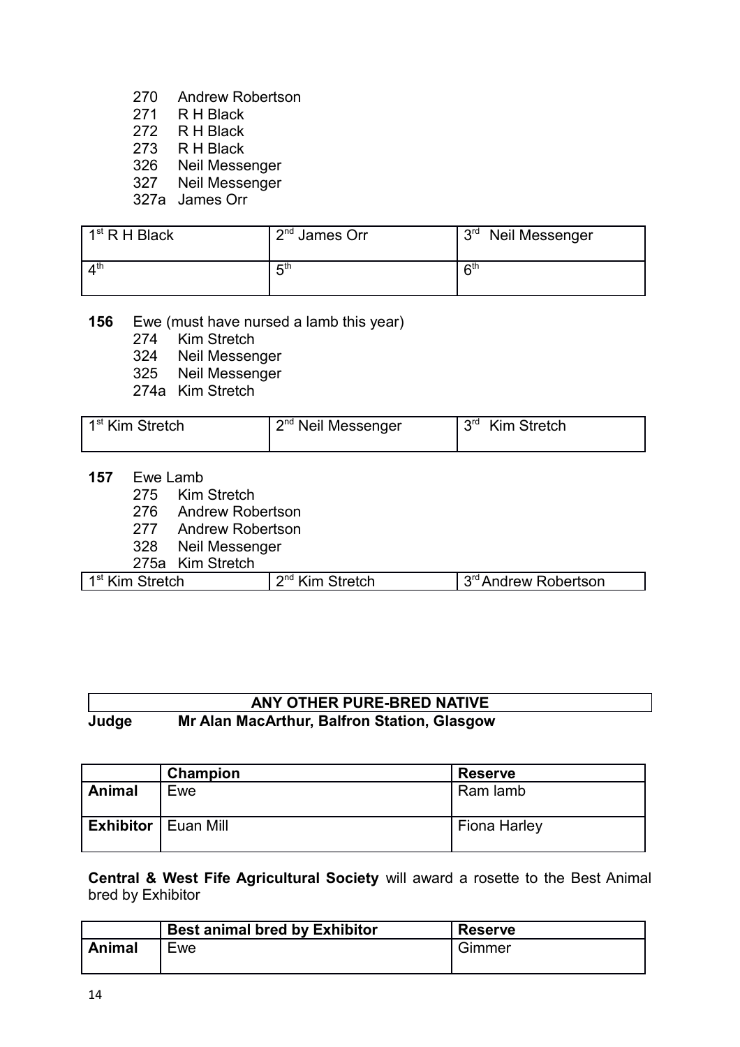270 Andrew Robertson
271 R H Black
272 R H Black
273 R H Black
326 Neil Messenger
327 Neil Messenger
327a James Orr

| 1st R H Black | 2nd James Orr | 3rd Neil Messenger |
|---|---|---|
| 4th | 5th | 6th |

**156** Ewe (must have nursed a lamb this year)

274 Kim Stretch
324 Neil Messenger
325 Neil Messenger
274a Kim Stretch

| 1st Kim Stretch | 2nd Neil Messenger | 3rd Kim Stretch |
|---|---|---|

**157** Ewe Lamb

275 Kim Stretch
276 Andrew Robertson
277 Andrew Robertson
328 Neil Messenger
275a Kim Stretch

| 1st Kim Stretch | 2nd Kim Stretch | 3rd Andrew Robertson |
|---|---|---|

## ANY OTHER PURE-BRED NATIVE

**Judge** **Mr Alan MacArthur, Balfron Station, Glasgow**

| | Champion | Reserve |
|---|---|---|
| **Animal** | Ewe | Ram lamb |
| **Exhibitor** | Euan Mill | Fiona Harley |

**Central & West Fife Agricultural Society** will award a rosette to the Best Animal bred by Exhibitor

| | Best animal bred by Exhibitor | Reserve |
|---|---|---|
| **Animal** | Ewe | Gimmer |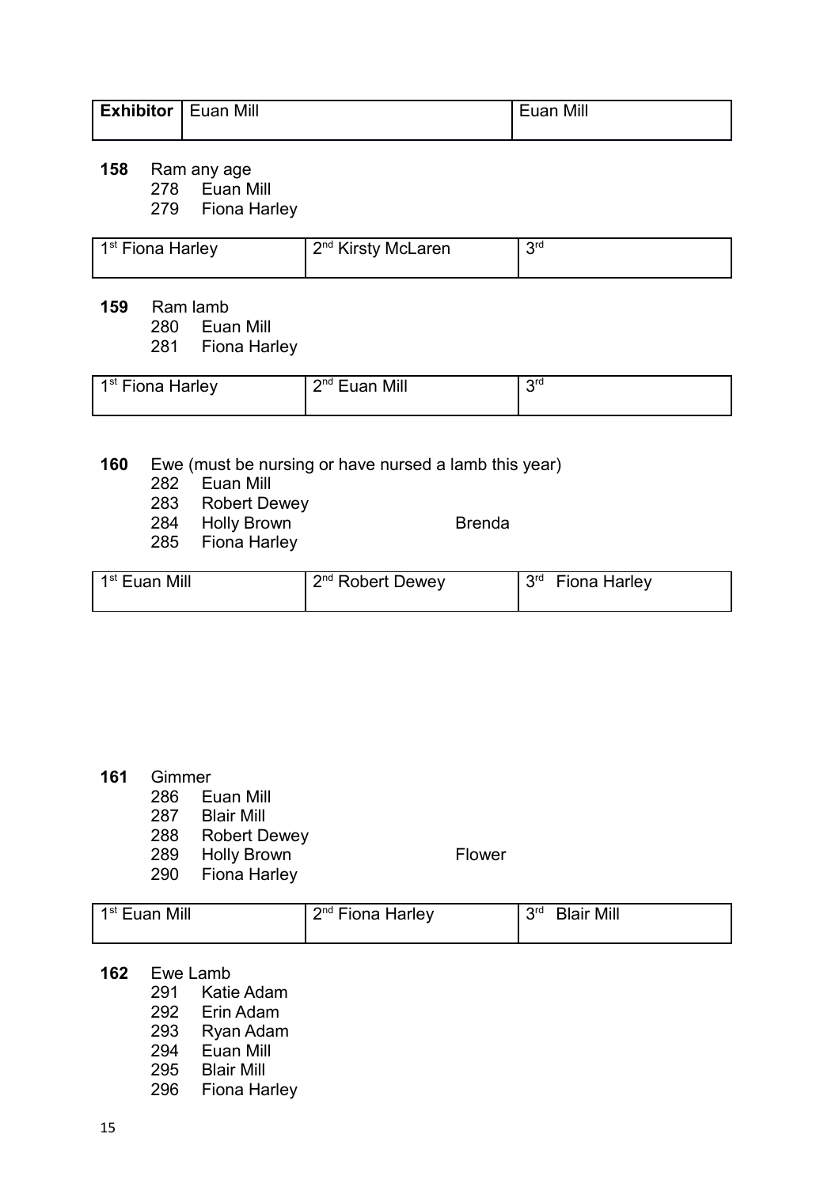| Exhibitor | Euan Mill | Euan Mill |
|---|---|---|

**158** Ram any age

278 Euan Mill
279 Fiona Harley

| 1st Fiona Harley | 2nd Kirsty McLaren | 3rd |
|---|---|---|

**159** Ram lamb

280 Euan Mill
281 Fiona Harley

| 1st Fiona Harley | 2nd Euan Mill | 3rd |
|---|---|---|

**160** Ewe (must be nursing or have nursed a lamb this year)

282 Euan Mill
283 Robert Dewey
284 Holly Brown Brenda
285 Fiona Harley

| 1st Euan Mill | 2nd Robert Dewey | 3rd Fiona Harley |
|---|---|---|

**161** Gimmer

286 Euan Mill
287 Blair Mill
288 Robert Dewey
289 Holly Brown Flower
290 Fiona Harley

| 1st Euan Mill | 2nd Fiona Harley | 3rd Blair Mill |
|---|---|---|

**162** Ewe Lamb

291 Katie Adam
292 Erin Adam
293 Ryan Adam
294 Euan Mill
295 Blair Mill
296 Fiona Harley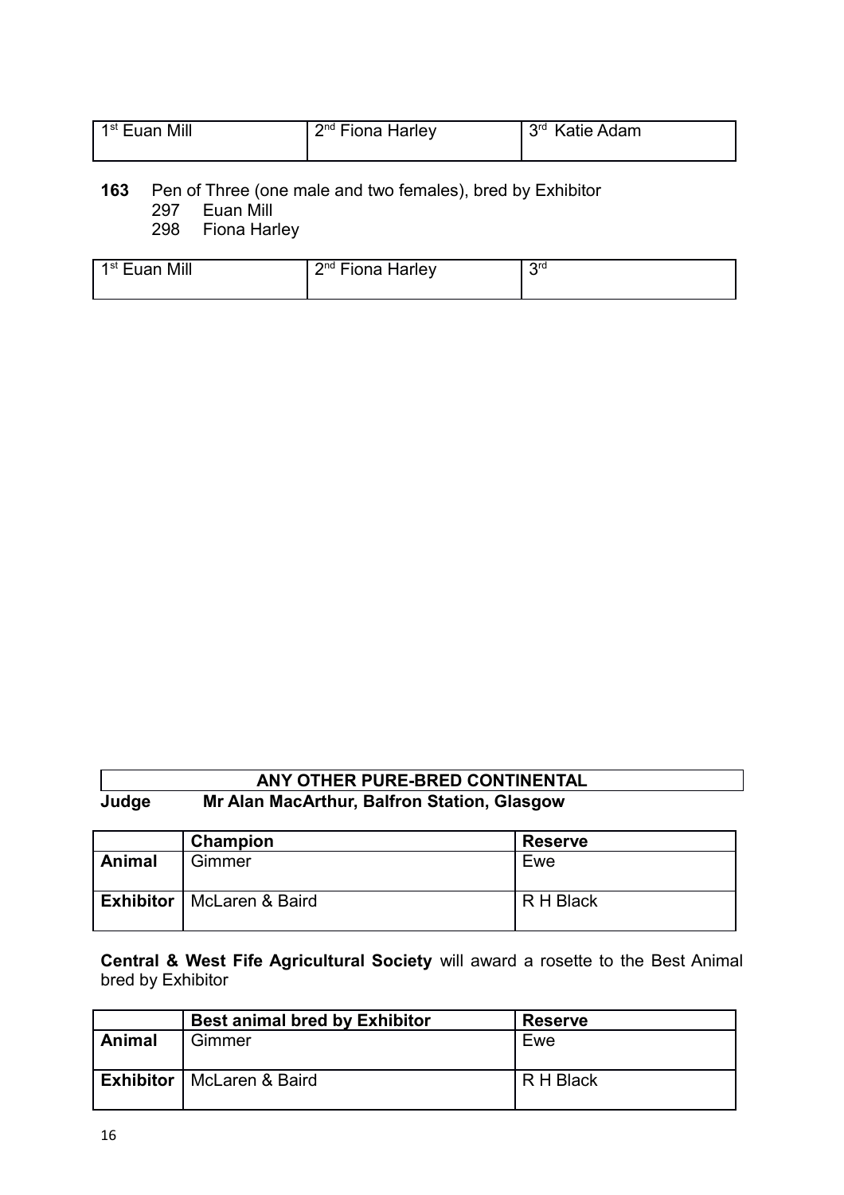| 1st Euan Mill | 2nd Fiona Harley | 3rd Katie Adam |
|---|---|---|

**163** Pen of Three (one male and two females), bred by Exhibitor
- 297 Euan Mill
- 298 Fiona Harley

| 1st Euan Mill | 2nd Fiona Harley | 3rd |
|---|---|---|

## ANY OTHER PURE-BRED CONTINENTAL

**Judge** **Mr Alan MacArthur, Balfron Station, Glasgow**

| | Champion | Reserve |
|---|---|---|
| **Animal** | Gimmer | Ewe |
| **Exhibitor** | McLaren & Baird | R H Black |

**Central & West Fife Agricultural Society** will award a rosette to the Best Animal bred by Exhibitor

| | Best animal bred by Exhibitor | Reserve |
|---|---|---|
| **Animal** | Gimmer | Ewe |
| **Exhibitor** | McLaren & Baird | R H Black |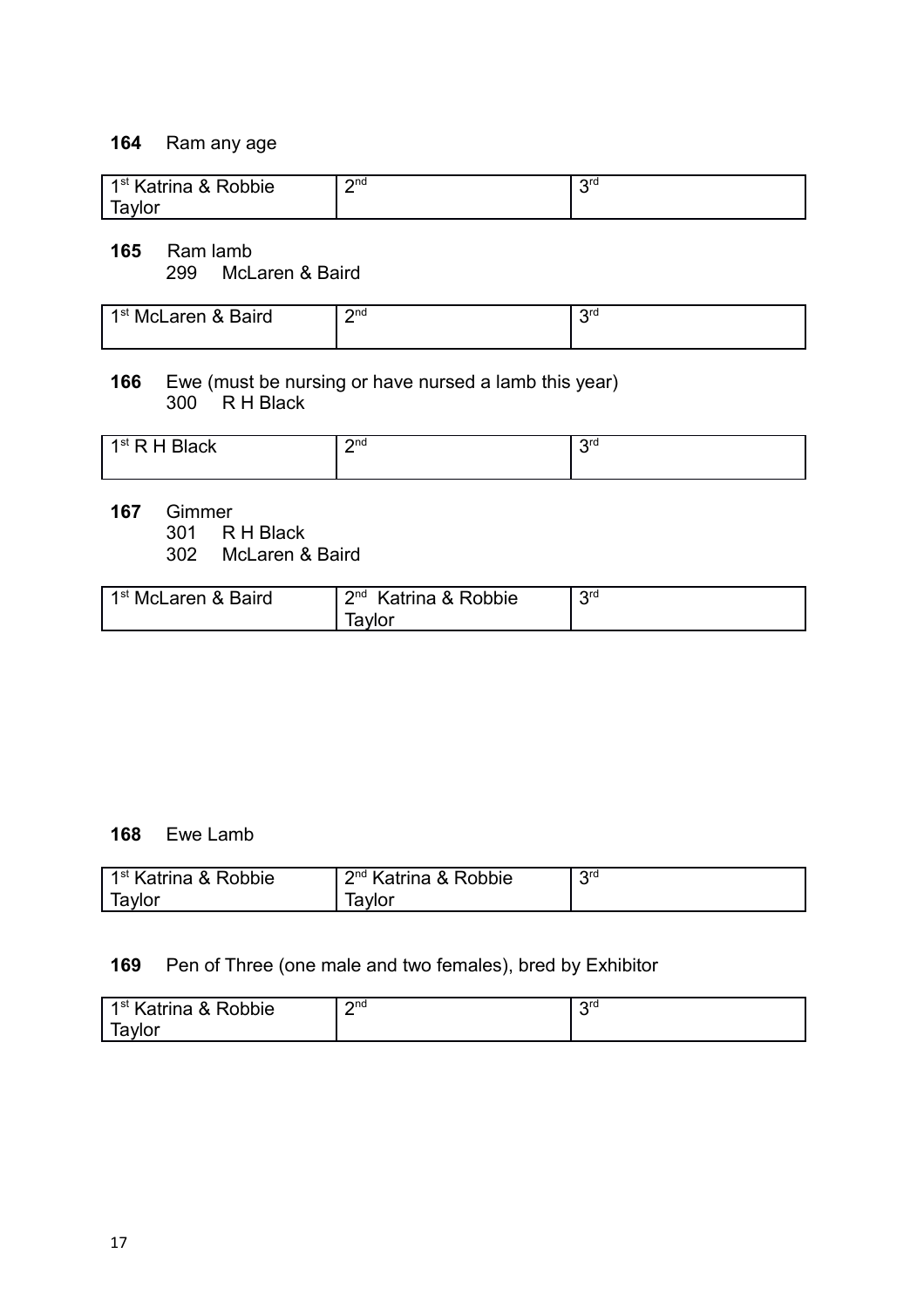**164** Ram any age

| 1st Katrina & Robbie Taylor | 2nd | 3rd |
|---|---|---|

**165** Ram lamb
299 McLaren & Baird

| 1st McLaren & Baird | 2nd | 3rd |
|---|---|---|

**166** Ewe (must be nursing or have nursed a lamb this year)
300 R H Black

| 1st R H Black | 2nd | 3rd |
|---|---|---|

**167** Gimmer
301 R H Black
302 McLaren & Baird

| 1st McLaren & Baird | 2nd Katrina & Robbie Taylor | 3rd |
|---|---|---|

**168** Ewe Lamb

| 1st Katrina & Robbie Taylor | 2nd Katrina & Robbie Taylor | 3rd |
|---|---|---|

**169** Pen of Three (one male and two females), bred by Exhibitor

| 1st Katrina & Robbie Taylor | 2nd | 3rd |
|---|---|---|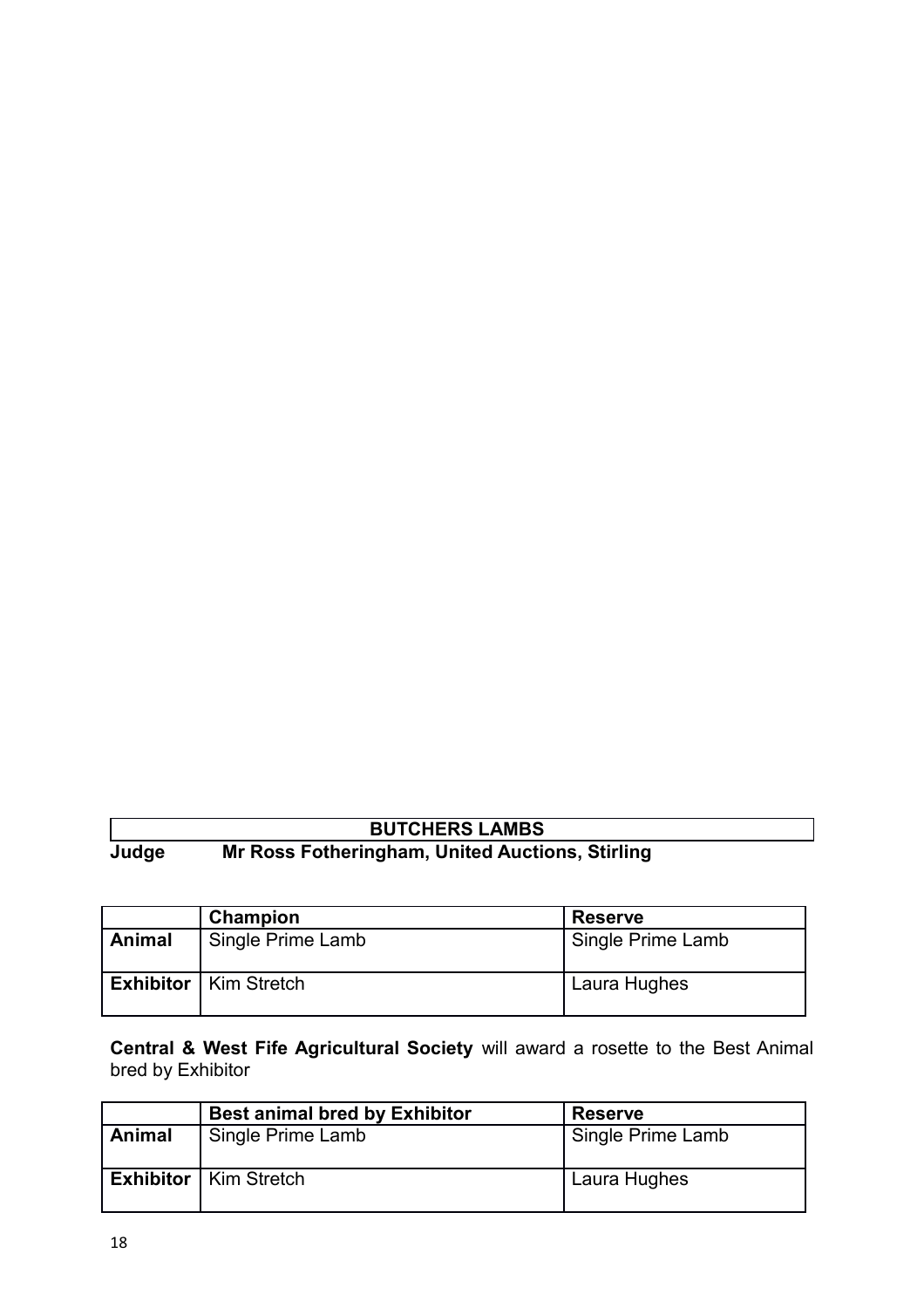## BUTCHERS LAMBS

**Judge** **Mr Ross Fotheringham, United Auctions, Stirling**

| | **Champion** | **Reserve** |
|---|---|---|
| **Animal** | Single Prime Lamb | Single Prime Lamb |
| **Exhibitor** | Kim Stretch | Laura Hughes |

**Central & West Fife Agricultural Society** will award a rosette to the Best Animal bred by Exhibitor

| | **Best animal bred by Exhibitor** | **Reserve** |
|---|---|---|
| **Animal** | Single Prime Lamb | Single Prime Lamb |
| **Exhibitor** | Kim Stretch | Laura Hughes |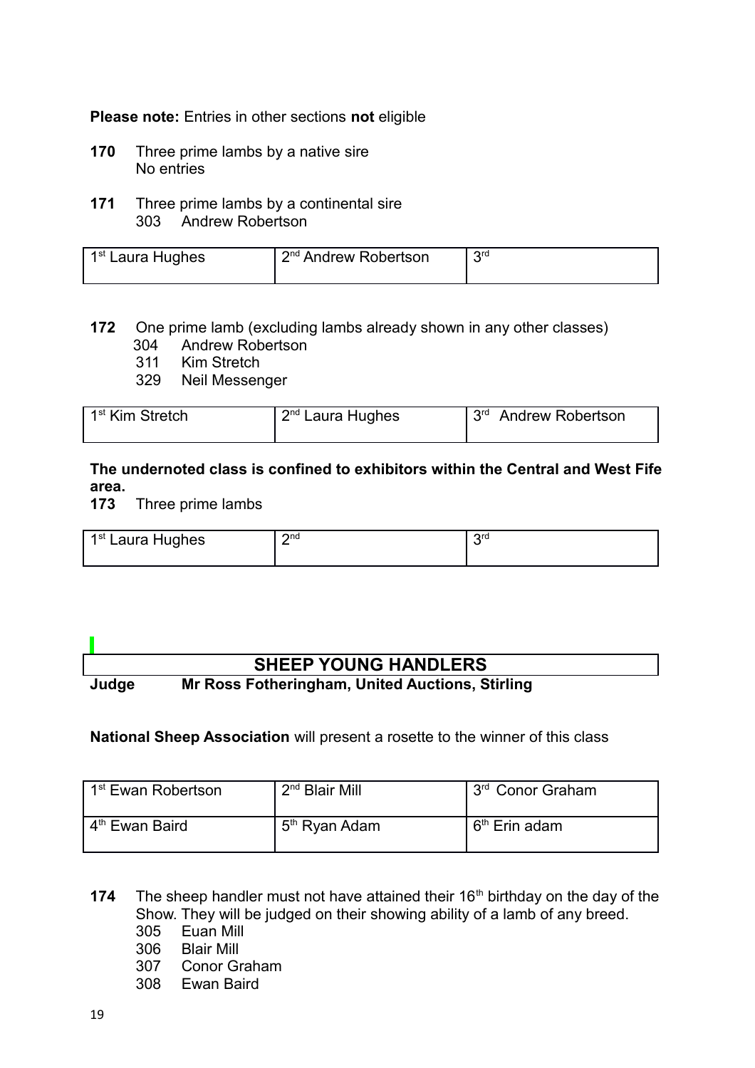**Please note:** Entries in other sections **not** eligible

**170** Three prime lambs by a native sire
No entries

**171** Three prime lambs by a continental sire
303 Andrew Robertson

| 1st Laura Hughes | 2nd Andrew Robertson | 3rd |
|---|---|---|

**172** One prime lamb (excluding lambs already shown in any other classes)
304 Andrew Robertson
311 Kim Stretch
329 Neil Messenger

| 1st Kim Stretch | 2nd Laura Hughes | 3rd Andrew Robertson |
|---|---|---|

**The undernoted class is confined to exhibitors within the Central and West Fife area.**

**173** Three prime lambs

| 1st Laura Hughes | 2nd | 3rd |
|---|---|---|

## SHEEP YOUNG HANDLERS

**Judge Mr Ross Fotheringham, United Auctions, Stirling**

**National Sheep Association** will present a rosette to the winner of this class

| 1st Ewan Robertson | 2nd Blair Mill | 3rd Conor Graham |
|---|---|---|
| 4th Ewan Baird | 5th Ryan Adam | 6th Erin adam |

**174** The sheep handler must not have attained their 16th birthday on the day of the Show. They will be judged on their showing ability of a lamb of any breed.
305 Euan Mill
306 Blair Mill
307 Conor Graham
308 Ewan Baird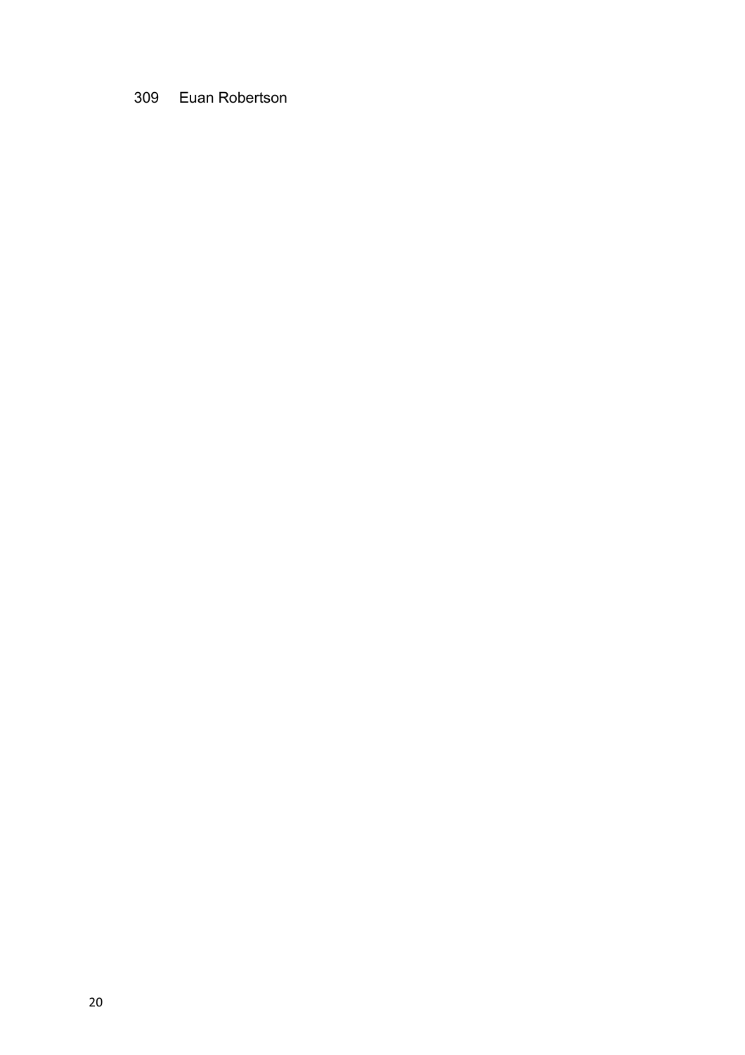309 Euan Robertson